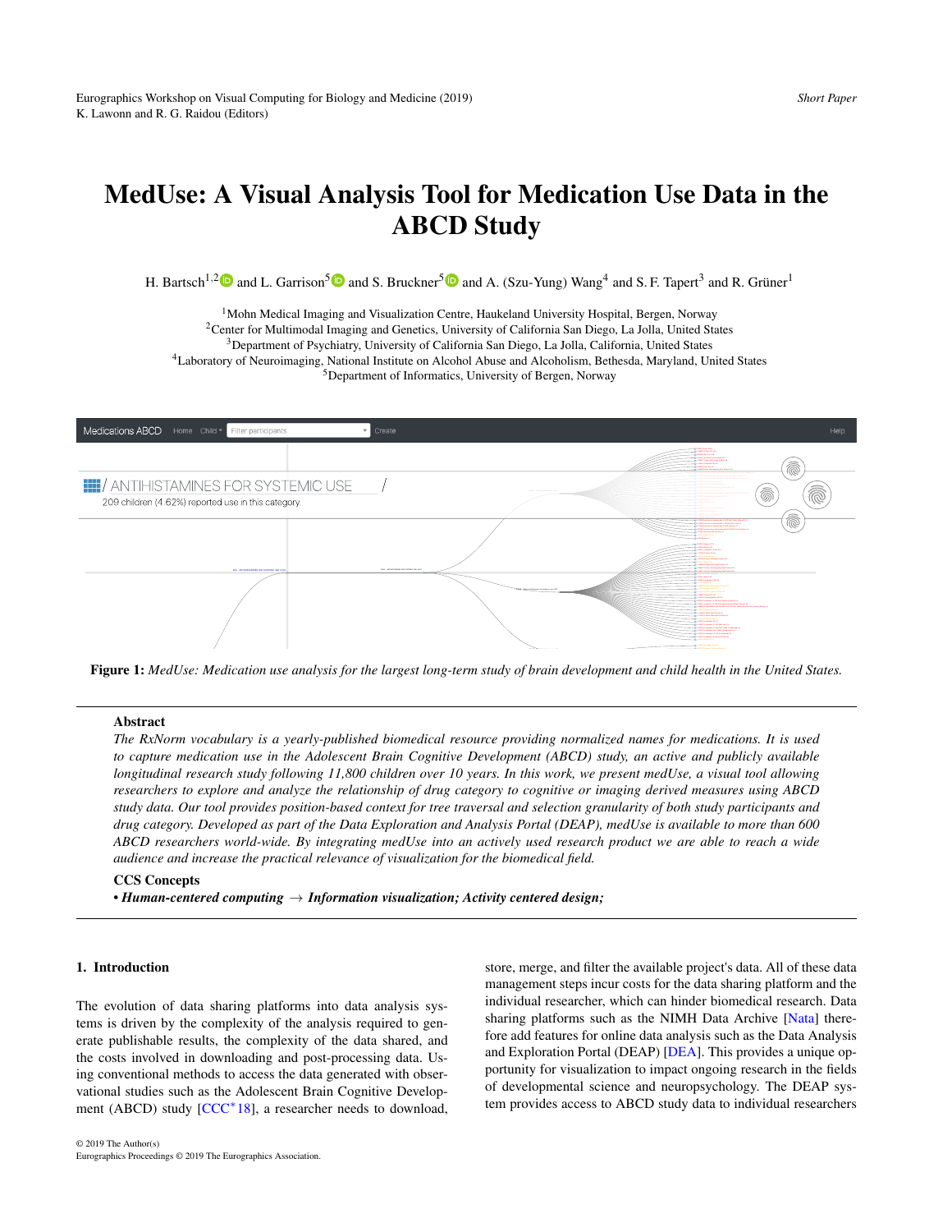# MedUse: A Visual Analysis Tool for Medication Use Data in the ABCD Study

H. Bartsch[1,2] and L. Garrison[5] and S. Bruckner[5] and A. (Szu-Yung) Wang[4] and S. F. Tapert[3] and R. Grüner[1]

[1]Mohn Medical Imaging and Visualization Centre, Haukeland University Hospital, Bergen, Norway
[2]Center for Multimodal Imaging and Genetics, University of California San Diego, La Jolla, United States
[3]Department of Psychiatry, University of California San Diego, La Jolla, California, United States
[4]Laboratory of Neuroimaging, National Institute on Alcohol Abuse and Alcoholism, Bethesda, Maryland, United States
[5]Department of Informatics, University of Bergen, Norway

**Figure 1:** *MedUse: Medication use analysis for the largest long-term study of brain development and child health in the United States.*

## Abstract

*The RxNorm vocabulary is a yearly-published biomedical resource providing normalized names for medications. It is used to capture medication use in the Adolescent Brain Cognitive Development (ABCD) study, an active and publicly available longitudinal research study following 11,800 children over 10 years. In this work, we present medUse, a visual tool allowing researchers to explore and analyze the relationship of drug category to cognitive or imaging derived measures using ABCD study data. Our tool provides position-based context for tree traversal and selection granularity of both study participants and drug category. Developed as part of the Data Exploration and Analysis Portal (DEAP), medUse is available to more than 600 ABCD researchers world-wide. By integrating medUse into an actively used research product we are able to reach a wide audience and increase the practical relevance of visualization for the biomedical field.*

### CCS Concepts

• ***Human-centered computing*** → ***Information visualization; Activity centered design;***

## 1. Introduction

The evolution of data sharing platforms into data analysis systems is driven by the complexity of the analysis required to generate publishable results, the complexity of the data shared, and the costs involved in downloading and post-processing data. Using conventional methods to access the data generated with observational studies such as the Adolescent Brain Cognitive Development (ABCD) study [CCC*18], a researcher needs to download, store, merge, and filter the available project's data. All of these data management steps incur costs for the data sharing platform and the individual researcher, which can hinder biomedical research. Data sharing platforms such as the NIMH Data Archive [Nata] therefore add features for online data analysis such as the Data Analysis and Exploration Portal (DEAP) [DEA]. This provides a unique opportunity for visualization to impact ongoing research in the fields of developmental science and neuropsychology. The DEAP system provides access to ABCD study data to individual researchers

© 2019 The Author(s)
Eurographics Proceedings © 2019 The Eurographics Association.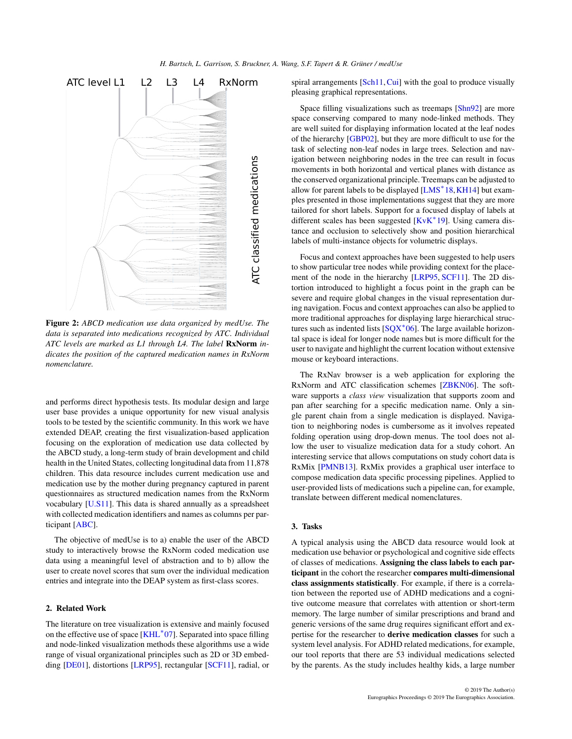Figure 2: *ABCD medication use data organized by medUse. The data is separated into medications recognized by ATC. Individual ATC levels are marked as L1 through L4. The label* **RxNorm** *indicates the position of the captured medication names in RxNorm nomenclature.*

and performs direct hypothesis tests. Its modular design and large user base provides a unique opportunity for new visual analysis tools to be tested by the scientific community. In this work we have extended DEAP, creating the first visualization-based application focusing on the exploration of medication use data collected by the ABCD study, a long-term study of brain development and child health in the United States, collecting longitudinal data from 11,878 children. This data resource includes current medication use and medication use by the mother during pregnancy captured in parent questionnaires as structured medication names from the RxNorm vocabulary [U.S11]. This data is shared annually as a spreadsheet with collected medication identifiers and names as columns per participant [ABC].

The objective of medUse is to a) enable the user of the ABCD study to interactively browse the RxNorm coded medication use data using a meaningful level of abstraction and to b) allow the user to create novel scores that sum over the individual medication entries and integrate into the DEAP system as first-class scores.

## 2. Related Work

The literature on tree visualization is extensive and mainly focused on the effective use of space [KHL*07]. Separated into space filling and node-linked visualization methods these algorithms use a wide range of visual organizational principles such as 2D or 3D embedding [DE01], distortions [LRP95], rectangular [SCF11], radial, or spiral arrangements [Sch11, Cui] with the goal to produce visually pleasing graphical representations.

Space filling visualizations such as treemaps [Shn92] are more space conserving compared to many node-linked methods. They are well suited for displaying information located at the leaf nodes of the hierarchy [GBP02], but they are more difficult to use for the task of selecting non-leaf nodes in large trees. Selection and navigation between neighboring nodes in the tree can result in focus movements in both horizontal and vertical planes with distance as the conserved organizational principle. Treemaps can be adjusted to allow for parent labels to be displayed [LMS*18, KH14] but examples presented in those implementations suggest that they are more tailored for short labels. Support for a focused display of labels at different scales has been suggested [KvK*19]. Using camera distance and occlusion to selectively show and position hierarchical labels of multi-instance objects for volumetric displays.

Focus and context approaches have been suggested to help users to show particular tree nodes while providing context for the placement of the node in the hierarchy [LRP95, SCF11]. The 2D distortion introduced to highlight a focus point in the graph can be severe and require global changes in the visual representation during navigation. Focus and context approaches can also be applied to more traditional approaches for displaying large hierarchical structures such as indented lists [SQX*06]. The large available horizontal space is ideal for longer node names but is more difficult for the user to navigate and highlight the current location without extensive mouse or keyboard interactions.

The RxNav browser is a web application for exploring the RxNorm and ATC classification schemes [ZBKN06]. The software supports a *class view* visualization that supports zoom and pan after searching for a specific medication name. Only a single parent chain from a single medication is displayed. Navigation to neighboring nodes is cumbersome as it involves repeated folding operation using drop-down menus. The tool does not allow the user to visualize medication data for a study cohort. An interesting service that allows computations on study cohort data is RxMix [PMNB13]. RxMix provides a graphical user interface to compose medication data specific processing pipelines. Applied to user-provided lists of medications such a pipeline can, for example, translate between different medical nomenclatures.

## 3. Tasks

A typical analysis using the ABCD data resource would look at medication use behavior or psychological and cognitive side effects of classes of medications. **Assigning the class labels to each participant** in the cohort the researcher **compares multi-dimensional class assignments statistically**. For example, if there is a correlation between the reported use of ADHD medications and a cognitive outcome measure that correlates with attention or short-term memory. The large number of similar prescriptions and brand and generic versions of the same drug requires significant effort and expertise for the researcher to **derive medication classes** for such a system level analysis. For ADHD related medications, for example, our tool reports that there are 53 individual medications selected by the parents. As the study includes healthy kids, a large number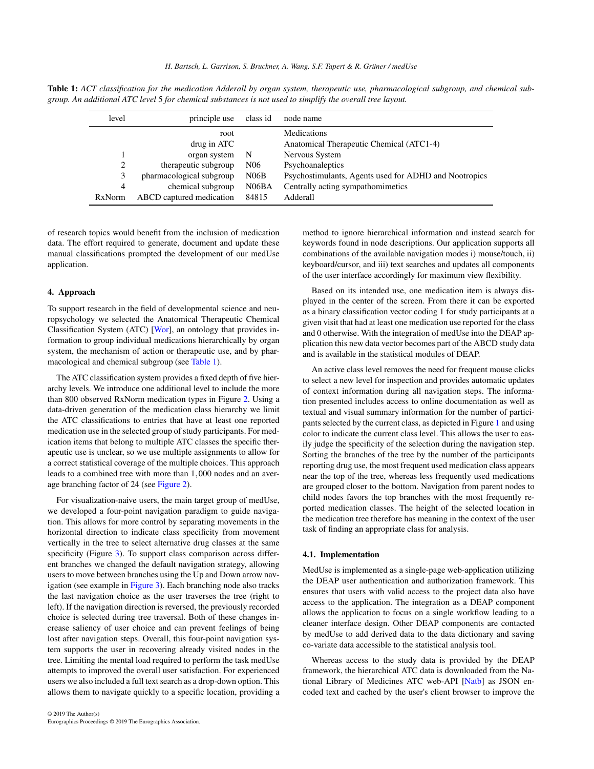**Table 1:** *ACT classification for the medication Adderall by organ system, therapeutic use, pharmacological subgroup, and chemical subgroup. An additional ATC level 5 for chemical substances is not used to simplify the overall tree layout.*

| level | principle use | class id | node name |
|---|---|---|---|
| | root | | Medications |
| | drug in ATC | | Anatomical Therapeutic Chemical (ATC1-4) |
| 1 | organ system | N | Nervous System |
| 2 | therapeutic subgroup | N06 | Psychoanaleptics |
| 3 | pharmacological subgroup | N06B | Psychostimulants, Agents used for ADHD and Nootropics |
| 4 | chemical subgroup | N06BA | Centrally acting sympathomimetics |
| RxNorm | ABCD captured medication | 84815 | Adderall |

of research topics would benefit from the inclusion of medication data. The effort required to generate, document and update these manual classifications prompted the development of our medUse application.

## 4. Approach

To support research in the field of developmental science and neuropsychology we selected the Anatomical Therapeutic Chemical Classification System (ATC) [Wor], an ontology that provides information to group individual medications hierarchically by organ system, the mechanism of action or therapeutic use, and by pharmacological and chemical subgroup (see Table 1).

The ATC classification system provides a fixed depth of five hierarchy levels. We introduce one additional level to include the more than 800 observed RxNorm medication types in Figure 2. Using a data-driven generation of the medication class hierarchy we limit the ATC classifications to entries that have at least one reported medication use in the selected group of study participants. For medication items that belong to multiple ATC classes the specific therapeutic use is unclear, so we use multiple assignments to allow for a correct statistical coverage of the multiple choices. This approach leads to a combined tree with more than $1,000$ nodes and an average branching factor of 24 (see Figure 2).

For visualization-naive users, the main target group of medUse, we developed a four-point navigation paradigm to guide navigation. This allows for more control by separating movements in the horizontal direction to indicate class specificity from movement vertically in the tree to select alternative drug classes at the same specificity (Figure 3). To support class comparison across different branches we changed the default navigation strategy, allowing users to move between branches using the Up and Down arrow navigation (see example in Figure 3). Each branching node also tracks the last navigation choice as the user traverses the tree (right to left). If the navigation direction is reversed, the previously recorded choice is selected during tree traversal. Both of these changes increase saliency of user choice and can prevent feelings of being lost after navigation steps. Overall, this four-point navigation system supports the user in recovering already visited nodes in the tree. Limiting the mental load required to perform the task medUse attempts to improved the overall user satisfaction. For experienced users we also included a full text search as a drop-down option. This allows them to navigate quickly to a specific location, providing a method to ignore hierarchical information and instead search for keywords found in node descriptions. Our application supports all combinations of the available navigation modes i) mouse/touch, ii) keyboard/cursor, and iii) text searches and updates all components of the user interface accordingly for maximum view flexibility.

Based on its intended use, one medication item is always displayed in the center of the screen. From there it can be exported as a binary classification vector coding 1 for study participants at a given visit that had at least one medication use reported for the class and 0 otherwise. With the integration of medUse into the DEAP application this new data vector becomes part of the ABCD study data and is available in the statistical modules of DEAP.

An active class level removes the need for frequent mouse clicks to select a new level for inspection and provides automatic updates of context information during all navigation steps. The information presented includes access to online documentation as well as textual and visual summary information for the number of participants selected by the current class, as depicted in Figure 1 and using color to indicate the current class level. This allows the user to easily judge the specificity of the selection during the navigation step. Sorting the branches of the tree by the number of the participants reporting drug use, the most frequent used medication class appears near the top of the tree, whereas less frequently used medications are grouped closer to the bottom. Navigation from parent nodes to child nodes favors the top branches with the most frequently reported medication classes. The height of the selected location in the medication tree therefore has meaning in the context of the user task of finding an appropriate class for analysis.

### 4.1. Implementation

MedUse is implemented as a single-page web-application utilizing the DEAP user authentication and authorization framework. This ensures that users with valid access to the project data also have access to the application. The integration as a DEAP component allows the application to focus on a single workflow leading to a cleaner interface design. Other DEAP components are contacted by medUse to add derived data to the data dictionary and saving co-variate data accessible to the statistical analysis tool.

Whereas access to the study data is provided by the DEAP framework, the hierarchical ATC data is downloaded from the National Library of Medicines ATC web-API [Natb] as JSON encoded text and cached by the user's client browser to improve the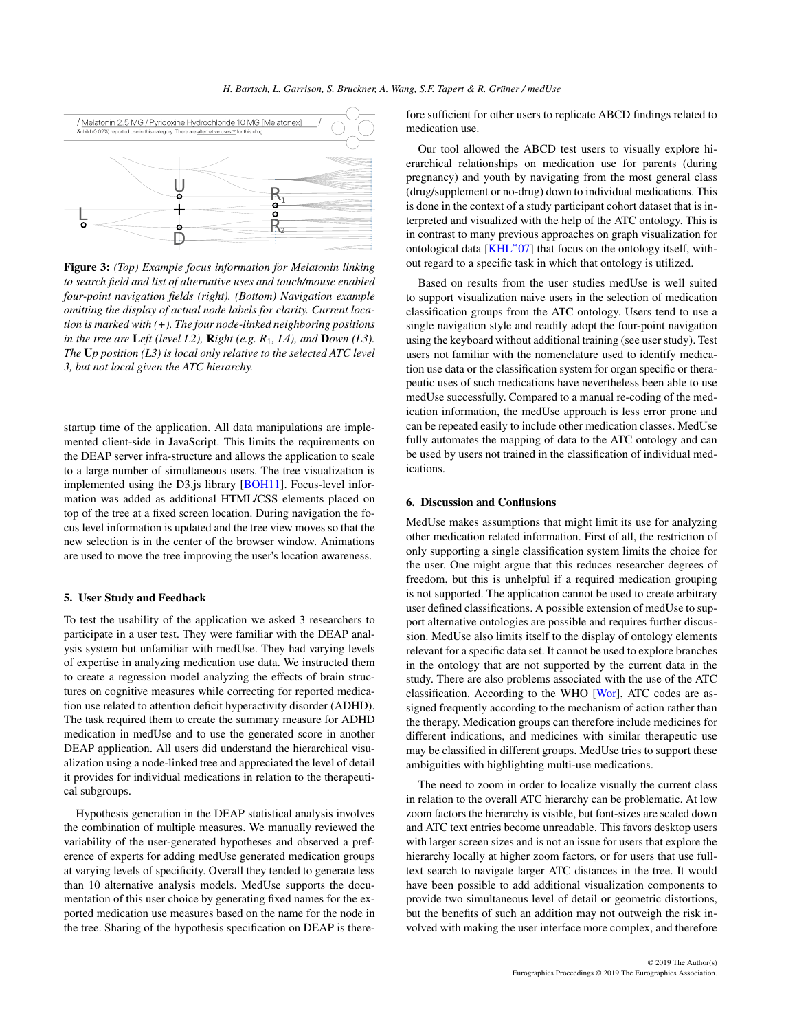**Figure 3:** *(Top) Example focus information for Melatonin linking to search field and list of alternative uses and touch/mouse enabled four-point navigation fields (right). (Bottom) Navigation example omitting the display of actual node labels for clarity. Current location is marked with (+). The four node-linked neighboring positions in the tree are* **L***eft (level L2),* **R***ight (e.g. $R_1$, L4), and* **D***own (L3). The* **U***p position (L3) is local only relative to the selected ATC level 3, but not local given the ATC hierarchy.*

startup time of the application. All data manipulations are implemented client-side in JavaScript. This limits the requirements on the DEAP server infra-structure and allows the application to scale to a large number of simultaneous users. The tree visualization is implemented using the D3.js library [BOH11]. Focus-level information was added as additional HTML/CSS elements placed on top of the tree at a fixed screen location. During navigation the focus level information is updated and the tree view moves so that the new selection is in the center of the browser window. Animations are used to move the tree improving the user's location awareness.

## 5. User Study and Feedback

To test the usability of the application we asked 3 researchers to participate in a user test. They were familiar with the DEAP analysis system but unfamiliar with medUse. They had varying levels of expertise in analyzing medication use data. We instructed them to create a regression model analyzing the effects of brain structures on cognitive measures while correcting for reported medication use related to attention deficit hyperactivity disorder (ADHD). The task required them to create the summary measure for ADHD medication in medUse and to use the generated score in another DEAP application. All users did understand the hierarchical visualization using a node-linked tree and appreciated the level of detail it provides for individual medications in relation to the therapeutical subgroups.

Hypothesis generation in the DEAP statistical analysis involves the combination of multiple measures. We manually reviewed the variability of the user-generated hypotheses and observed a preference of experts for adding medUse generated medication groups at varying levels of specificity. Overall they tended to generate less than 10 alternative analysis models. MedUse supports the documentation of this user choice by generating fixed names for the exported medication use measures based on the name for the node in the tree. Sharing of the hypothesis specification on DEAP is therefore sufficient for other users to replicate ABCD findings related to medication use.

Our tool allowed the ABCD test users to visually explore hierarchical relationships on medication use for parents (during pregnancy) and youth by navigating from the most general class (drug/supplement or no-drug) down to individual medications. This is done in the context of a study participant cohort dataset that is interpreted and visualized with the help of the ATC ontology. This is in contrast to many previous approaches on graph visualization for ontological data [KHL*07] that focus on the ontology itself, without regard to a specific task in which that ontology is utilized.

Based on results from the user studies medUse is well suited to support visualization naive users in the selection of medication classification groups from the ATC ontology. Users tend to use a single navigation style and readily adopt the four-point navigation using the keyboard without additional training (see user study). Test users not familiar with the nomenclature used to identify medication use data or the classification system for organ specific or therapeutic uses of such medications have nevertheless been able to use medUse successfully. Compared to a manual re-coding of the medication information, the medUse approach is less error prone and can be repeated easily to include other medication classes. MedUse fully automates the mapping of data to the ATC ontology and can be used by users not trained in the classification of individual medications.

## 6. Discussion and Conflusions

MedUse makes assumptions that might limit its use for analyzing other medication related information. First of all, the restriction of only supporting a single classification system limits the choice for the user. One might argue that this reduces researcher degrees of freedom, but this is unhelpful if a required medication grouping is not supported. The application cannot be used to create arbitrary user defined classifications. A possible extension of medUse to support alternative ontologies are possible and requires further discussion. MedUse also limits itself to the display of ontology elements relevant for a specific data set. It cannot be used to explore branches in the ontology that are not supported by the current data in the study. There are also problems associated with the use of the ATC classification. According to the WHO [Wor], ATC codes are assigned frequently according to the mechanism of action rather than the therapy. Medication groups can therefore include medicines for different indications, and medicines with similar therapeutic use may be classified in different groups. MedUse tries to support these ambiguities with highlighting multi-use medications.

The need to zoom in order to localize visually the current class in relation to the overall ATC hierarchy can be problematic. At low zoom factors the hierarchy is visible, but font-sizes are scaled down and ATC text entries become unreadable. This favors desktop users with larger screen sizes and is not an issue for users that explore the hierarchy locally at higher zoom factors, or for users that use full-text search to navigate larger ATC distances in the tree. It would have been possible to add additional visualization components to provide two simultaneous level of detail or geometric distortions, but the benefits of such an addition may not outweigh the risk involved with making the user interface more complex, and therefore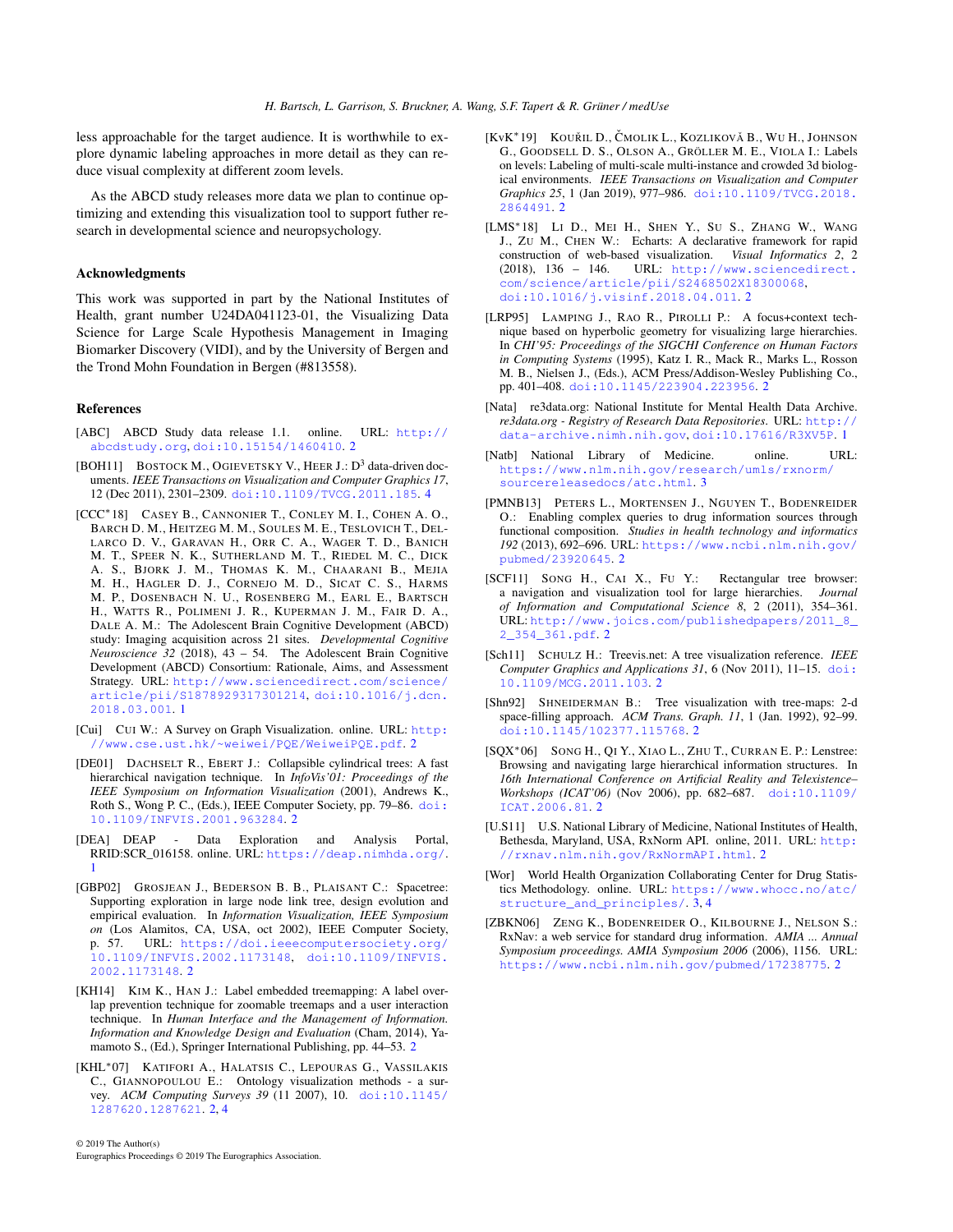less approachable for the target audience. It is worthwhile to explore dynamic labeling approaches in more detail as they can reduce visual complexity at different zoom levels.

As the ABCD study releases more data we plan to continue optimizing and extending this visualization tool to support futher research in developmental science and neuropsychology.

### Acknowledgments

This work was supported in part by the National Institutes of Health, grant number U24DA041123-01, the Visualizing Data Science for Large Scale Hypothesis Management in Imaging Biomarker Discovery (VIDI), and by the University of Bergen and the Trond Mohn Foundation in Bergen (#813558).

### References

[ABC] ABCD Study data release 1.1. online. URL: http://abcdstudy.org, doi:10.15154/1460410. 2

[BOH11] Bostock M., Ogievetsky V., Heer J.: $D^3$ data-driven documents. *IEEE Transactions on Visualization and Computer Graphics 17*, 12 (Dec 2011), 2301–2309. doi:10.1109/TVCG.2011.185. 4

[CCC*18] Casey B., Cannonier T., Conley M. I., Cohen A. O., Barch D. M., Heitzeg M. M., Soules M. E., Teslovich T., Dellarco D. V., Garavan H., Orr C. A., Wager T. D., Banich M. T., Speer N. K., Sutherland M. T., Riedel M. C., Dick A. S., Bjork J. M., Thomas K. M., Chaarani B., Mejia M. H., Hagler D. J., Cornejo M. D., Sicat C. S., Harms M. P., Dosenbach N. U., Rosenberg M., Earl E., Bartsch H., Watts R., Polimeni J. R., Kuperman J. M., Fair D. A., Dale A. M.: The Adolescent Brain Cognitive Development (ABCD) study: Imaging acquisition across 21 sites. *Developmental Cognitive Neuroscience 32* (2018), 43 – 54. The Adolescent Brain Cognitive Development (ABCD) Consortium: Rationale, Aims, and Assessment Strategy. URL: http://www.sciencedirect.com/science/article/pii/S1878929317301214, doi:10.1016/j.dcn.2018.03.001. 1

[Cui] Cui W.: A Survey on Graph Visualization. online. URL: http://www.cse.ust.hk/~weiwei/PQE/WeiweiPQE.pdf. 2

[DE01] Dachselt R., Ebert J.: Collapsible cylindrical trees: A fast hierarchical navigation technique. In *InfoVis'01: Proceedings of the IEEE Symposium on Information Visualization* (2001), Andrews K., Roth S., Wong P. C., (Eds.), IEEE Computer Society, pp. 79–86. doi:10.1109/INFVIS.2001.963284. 2

[DEA] DEAP - Data Exploration and Analysis Portal, RRID:SCR_016158. online. URL: https://deap.nimhda.org/. 1

[GBP02] Grosjean J., Bederson B. B., Plaisant C.: Spacetree: Supporting exploration in large node link tree, design evolution and empirical evaluation. In *Information Visualization, IEEE Symposium on* (Los Alamitos, CA, USA, oct 2002), IEEE Computer Society, p. 57. URL: https://doi.ieeecomputersociety.org/10.1109/INFVIS.2002.1173148, doi:10.1109/INFVIS.2002.1173148. 2

[KH14] Kim K., Han J.: Label embedded treemapping: A label overlap prevention technique for zoomable treemaps and a user interaction technique. In *Human Interface and the Management of Information. Information and Knowledge Design and Evaluation* (Cham, 2014), Yamamoto S., (Ed.), Springer International Publishing, pp. 44–53. 2

[KHL*07] Katifori A., Halatsis C., Lepouras G., Vassilakis C., Giannopoulou E.: Ontology visualization methods - a survey. *ACM Computing Surveys 39* (11 2007), 10. doi:10.1145/1287620.1287621. 2, 4

[KvK*19] Kouřil D., Čmolik L., Kozlikovă B., Wu H., Johnson G., Goodsell D. S., Olson A., Gröller M. E., Viola I.: Labels on levels: Labeling of multi-scale multi-instance and crowded 3d biological environments. *IEEE Transactions on Visualization and Computer Graphics 25*, 1 (Jan 2019), 977–986. doi:10.1109/TVCG.2018.2864491. 2

[LMS*18] Li D., Mei H., Shen Y., Su S., Zhang W., Wang J., Zu M., Chen W.: Echarts: A declarative framework for rapid construction of web-based visualization. *Visual Informatics 2*, 2 (2018), 136 – 146. URL: http://www.sciencedirect.com/science/article/pii/S2468502X18300068, doi:10.1016/j.visinf.2018.04.011. 2

[LRP95] Lamping J., Rao R., Pirolli P.: A focus+context technique based on hyperbolic geometry for visualizing large hierarchies. In *CHI'95: Proceedings of the SIGCHI Conference on Human Factors in Computing Systems* (1995), Katz I. R., Mack R., Marks L., Rosson M. B., Nielsen J., (Eds.), ACM Press/Addison-Wesley Publishing Co., pp. 401–408. doi:10.1145/223904.223956. 2

[Nata] re3data.org: National Institute for Mental Health Data Archive. *re3data.org - Registry of Research Data Repositories*. URL: http://data-archive.nimh.nih.gov, doi:10.17616/R3XV5P. 1

[Natb] National Library of Medicine. online. URL: https://www.nlm.nih.gov/research/umls/rxnorm/sourcereleasedocs/atc.html. 3

[PMNB13] Peters L., Mortensen J., Nguyen T., Bodenreider O.: Enabling complex queries to drug information sources through functional composition. *Studies in health technology and informatics 192* (2013), 692–696. URL: https://www.ncbi.nlm.nih.gov/pubmed/23920645. 2

[SCF11] Song H., Cai X., Fu Y.: Rectangular tree browser: a navigation and visualization tool for large hierarchies. *Journal of Information and Computational Science 8*, 2 (2011), 354–361. URL: http://www.joics.com/publishedpapers/2011_8_2_354_361.pdf. 2

[Sch11] Schulz H.: Treevis.net: A tree visualization reference. *IEEE Computer Graphics and Applications 31*, 6 (Nov 2011), 11–15. doi:10.1109/MCG.2011.103. 2

[Shn92] Shneiderman B.: Tree visualization with tree-maps: 2-d space-filling approach. *ACM Trans. Graph. 11*, 1 (Jan. 1992), 92–99. doi:10.1145/102377.115768. 2

[SQX*06] Song H., Qi Y., Xiao L., Zhu T., Curran E. P.: Lenstree: Browsing and navigating large hierarchical information structures. In *16th International Conference on Artificial Reality and Telexistence–Workshops (ICAT'06)* (Nov 2006), pp. 682–687. doi:10.1109/ICAT.2006.81. 2

[U.S11] U.S. National Library of Medicine, National Institutes of Health, Bethesda, Maryland, USA, RxNorm API. online, 2011. URL: http://rxnav.nlm.nih.gov/RxNormAPI.html. 2

[Wor] World Health Organization Collaborating Center for Drug Statistics Methodology. online. URL: https://www.whocc.no/atc/structure_and_principles/. 3, 4

[ZBKN06] Zeng K., Bodenreider O., Kilbourne J., Nelson S.: RxNav: a web service for standard drug information. *AMIA ... Annual Symposium proceedings. AMIA Symposium 2006* (2006), 1156. URL: https://www.ncbi.nlm.nih.gov/pubmed/17238775. 2

© 2019 The Author(s)
Eurographics Proceedings © 2019 The Eurographics Association.